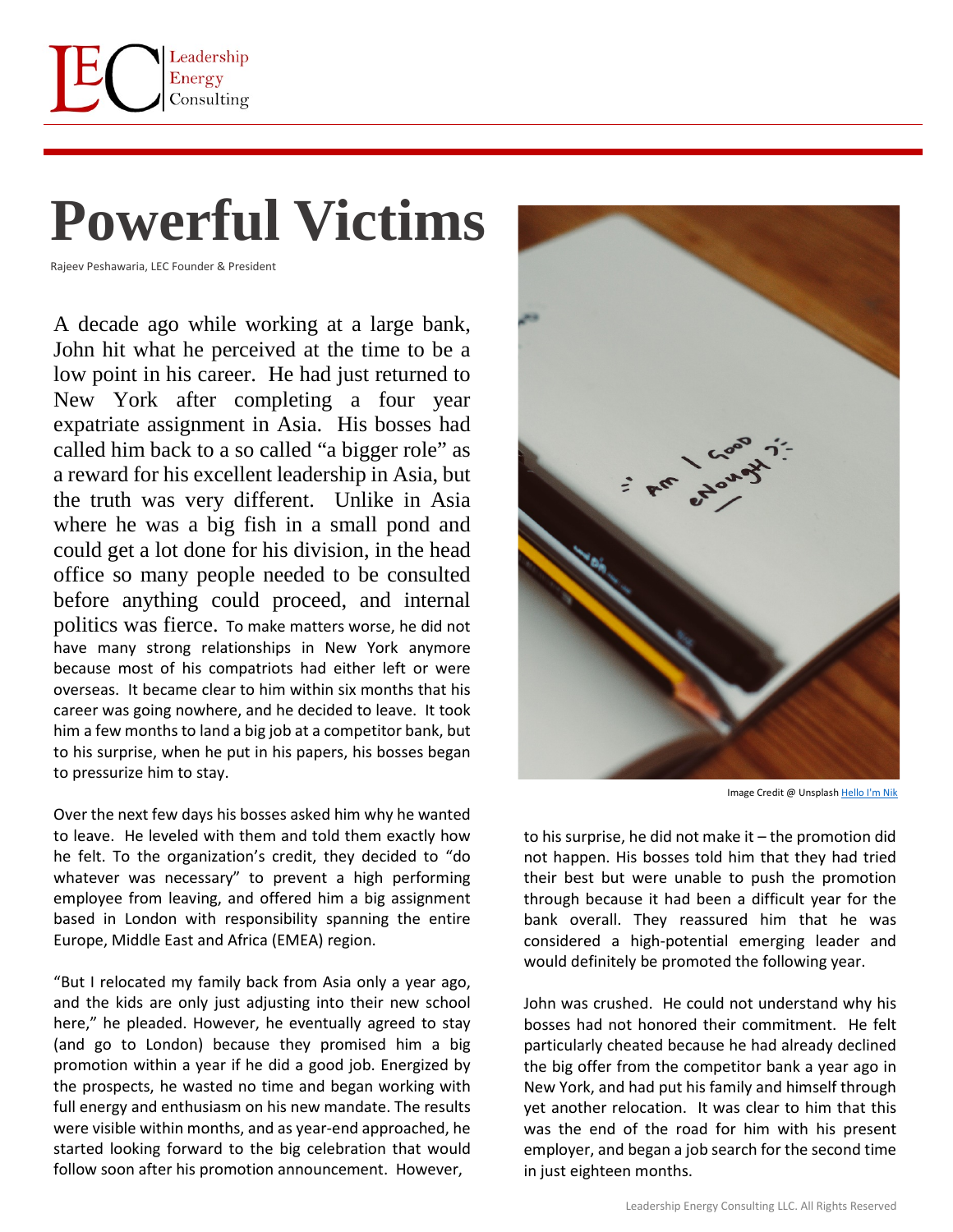# Powerful Victims

Rajeev Peshawaria, LEC Founder & President

A decade ago while working at a large bank, John hit what he perceived at the time to be a low point in his career. He had just returned to New York after completing a four year expatriate assignment in Asia. His bosses had called him back to a so called "a bigger role" as a reward for his excellent leadership in Asia, but the truth was very different. Unlike in Asia where he was a big fish in a small pond and could get a lot done for his division, in the head office so many people needed to be consulted before anything could proceed, and internal politics was fierce. To make matters worse, he did not have many strong relationships in New York anymore because most of his compatriots had either left or were overseas. It became clear to him within six months that his career was going nowhere, and he decided to leave. It took him a few months to land a big job at a competitor bank, but to his surprise, when he put in his papers, his bosses began to pressurize him to stay.

Over the next few days his bosses asked him why he wanted to leave. He leveled with them and told them exactly how he felt. To the organization's credit, they decided to "do whatever was necessary" to prevent a high performing employee from leaving, and offered him a big assignment based in London with responsibility spanning the entire Europe, Middle East and Africa (EMEA) region.

"But I relocated my family back from Asia only a year ago, and the kids are only just adjusting into their new school here," he pleaded. However, he eventually agreed to stay (and go to London) because they promised him a big promotion within a year if he did a good job. Energized by the prospects, he wasted no time and began working with full energy and enthusiasm on his new mandate. The results were visible within months, and as year-end approached, he started looking forward to the big celebration that would follow soon after his promotion announcement. However, to his surprise, he did not make it – the promotion did not happen. His bosses told him that they had tried their best but were unable to push the promotion through because it had been a difficult year for the bank overall. They reassured him that he was considered a high-potential emerging leader and would definitely be promoted the following year.

Image Credit @ Unsplash Hello I'm Nik

John was crushed. He could not understand why his bosses had not honored their commitment. He felt particularly cheated because he had already declined the big offer from the competitor bank a year ago in New York, and had put his family and himself through yet another relocation. It was clear to him that this was the end of the road for him with his present employer, and began a job search for the second time in just eighteen months.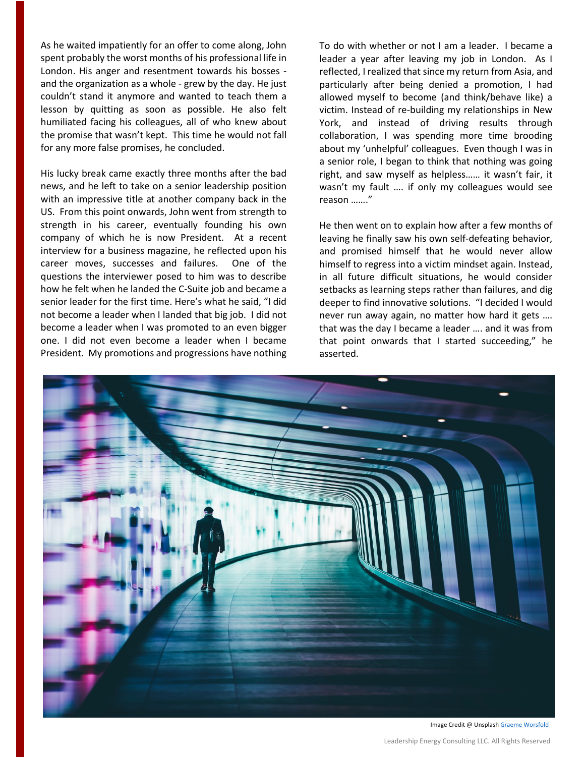As he waited impatiently for an offer to come along, John spent probably the worst months of his professional life in London. His anger and resentment towards his bosses - and the organization as a whole - grew by the day. He just couldn't stand it anymore and wanted to teach them a lesson by quitting as soon as possible. He also felt humiliated facing his colleagues, all of who knew about the promise that wasn't kept. This time he would not fall for any more false promises, he concluded.

His lucky break came exactly three months after the bad news, and he left to take on a senior leadership position with an impressive title at another company back in the US. From this point onwards, John went from strength to strength in his career, eventually founding his own company of which he is now President. At a recent interview for a business magazine, he reflected upon his career moves, successes and failures. One of the questions the interviewer posed to him was to describe how he felt when he landed the C-Suite job and became a senior leader for the first time. Here's what he said, "I did not become a leader when I landed that big job. I did not become a leader when I was promoted to an even bigger one. I did not even become a leader when I became President. My promotions and progressions have nothing To do with whether or not I am a leader. I became a leader a year after leaving my job in London. As I reflected, I realized that since my return from Asia, and particularly after being denied a promotion, I had allowed myself to become (and think/behave like) a victim. Instead of re-building my relationships in New York, and instead of driving results through collaboration, I was spending more time brooding about my 'unhelpful' colleagues. Even though I was in a senior role, I began to think that nothing was going right, and saw myself as helpless…… it wasn't fair, it wasn't my fault …. if only my colleagues would see reason ……."

He then went on to explain how after a few months of leaving he finally saw his own self-defeating behavior, and promised himself that he would never allow himself to regress into a victim mindset again. Instead, in all future difficult situations, he would consider setbacks as learning steps rather than failures, and dig deeper to find innovative solutions. "I decided I would never run away again, no matter how hard it gets …. that was the day I became a leader …. and it was from that point onwards that I started succeeding," he asserted.

Image Credit @ Unsplash Graeme Worsfold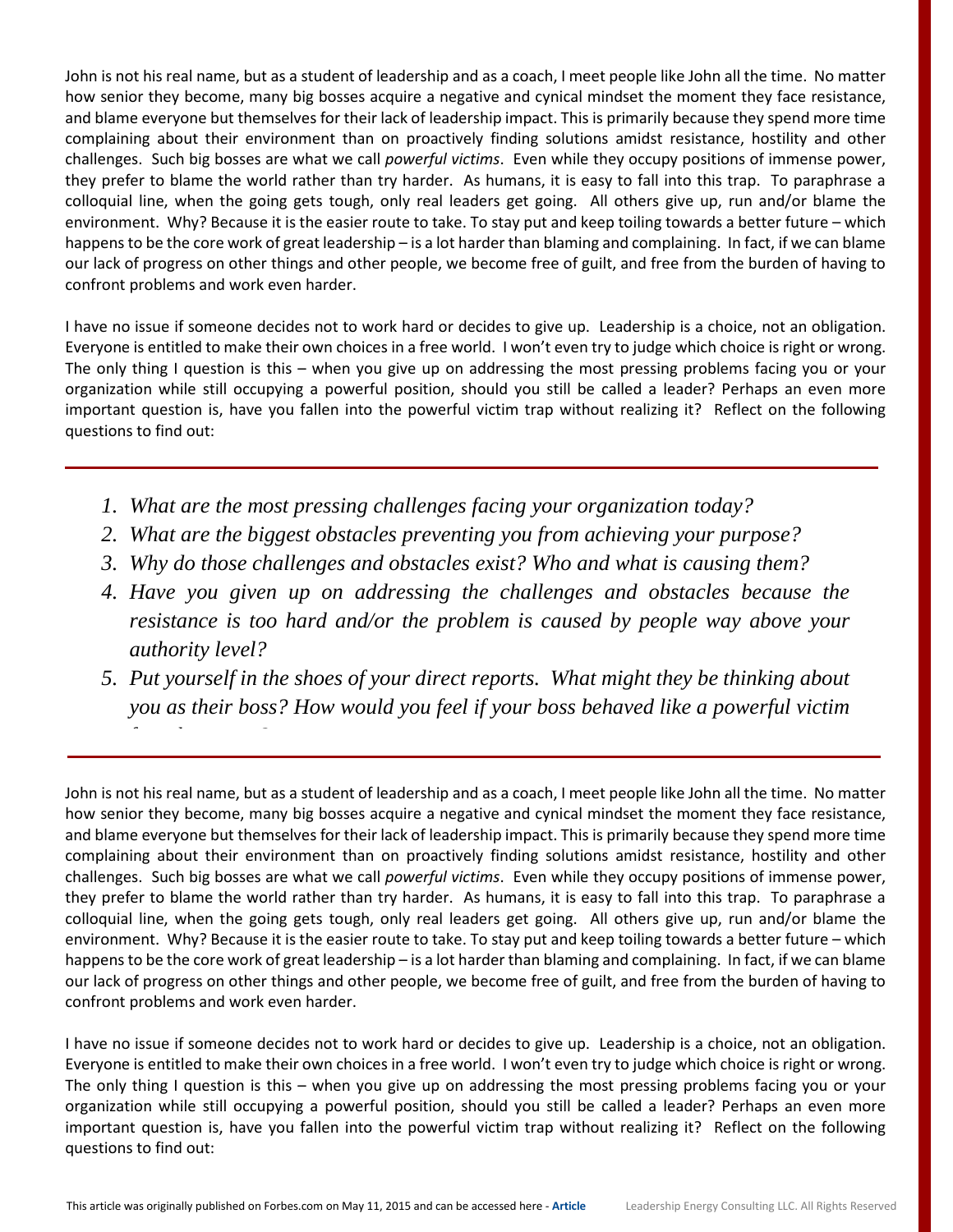John is not his real name, but as a student of leadership and as a coach, I meet people like John all the time. No matter how senior they become, many big bosses acquire a negative and cynical mindset the moment they face resistance, and blame everyone but themselves for their lack of leadership impact. This is primarily because they spend more time complaining about their environment than on proactively finding solutions amidst resistance, hostility and other challenges. Such big bosses are what we call *powerful victims*. Even while they occupy positions of immense power, they prefer to blame the world rather than try harder. As humans, it is easy to fall into this trap. To paraphrase a colloquial line, when the going gets tough, only real leaders get going. All others give up, run and/or blame the environment. Why? Because it is the easier route to take. To stay put and keep toiling towards a better future – which happens to be the core work of great leadership – is a lot harder than blaming and complaining. In fact, if we can blame our lack of progress on other things and other people, we become free of guilt, and free from the burden of having to confront problems and work even harder.

I have no issue if someone decides not to work hard or decides to give up. Leadership is a choice, not an obligation. Everyone is entitled to make their own choices in a free world. I won't even try to judge which choice is right or wrong. The only thing I question is this – when you give up on addressing the most pressing problems facing you or your organization while still occupying a powerful position, should you still be called a leader? Perhaps an even more important question is, have you fallen into the powerful victim trap without realizing it? Reflect on the following questions to find out:

---

1. *What are the most pressing challenges facing your organization today?*
2. *What are the biggest obstacles preventing you from achieving your purpose?*
3. *Why do those challenges and obstacles exist? Who and what is causing them?*
4. *Have you given up on addressing the challenges and obstacles because the resistance is too hard and/or the problem is caused by people way above your authority level?*
5. *Put yourself in the shoes of your direct reports. What might they be thinking about you as their boss? How would you feel if your boss behaved like a powerful victim*

---

John is not his real name, but as a student of leadership and as a coach, I meet people like John all the time. No matter how senior they become, many big bosses acquire a negative and cynical mindset the moment they face resistance, and blame everyone but themselves for their lack of leadership impact. This is primarily because they spend more time complaining about their environment than on proactively finding solutions amidst resistance, hostility and other challenges. Such big bosses are what we call *powerful victims*. Even while they occupy positions of immense power, they prefer to blame the world rather than try harder. As humans, it is easy to fall into this trap. To paraphrase a colloquial line, when the going gets tough, only real leaders get going. All others give up, run and/or blame the environment. Why? Because it is the easier route to take. To stay put and keep toiling towards a better future – which happens to be the core work of great leadership – is a lot harder than blaming and complaining. In fact, if we can blame our lack of progress on other things and other people, we become free of guilt, and free from the burden of having to confront problems and work even harder.

I have no issue if someone decides not to work hard or decides to give up. Leadership is a choice, not an obligation. Everyone is entitled to make their own choices in a free world. I won't even try to judge which choice is right or wrong. The only thing I question is this – when you give up on addressing the most pressing problems facing you or your organization while still occupying a powerful position, should you still be called a leader? Perhaps an even more important question is, have you fallen into the powerful victim trap without realizing it? Reflect on the following questions to find out:

This article was originally published on Forbes.com on May 11, 2015 and can be accessed here - **Article** Leadership Energy Consulting LLC. All Rights Reserved